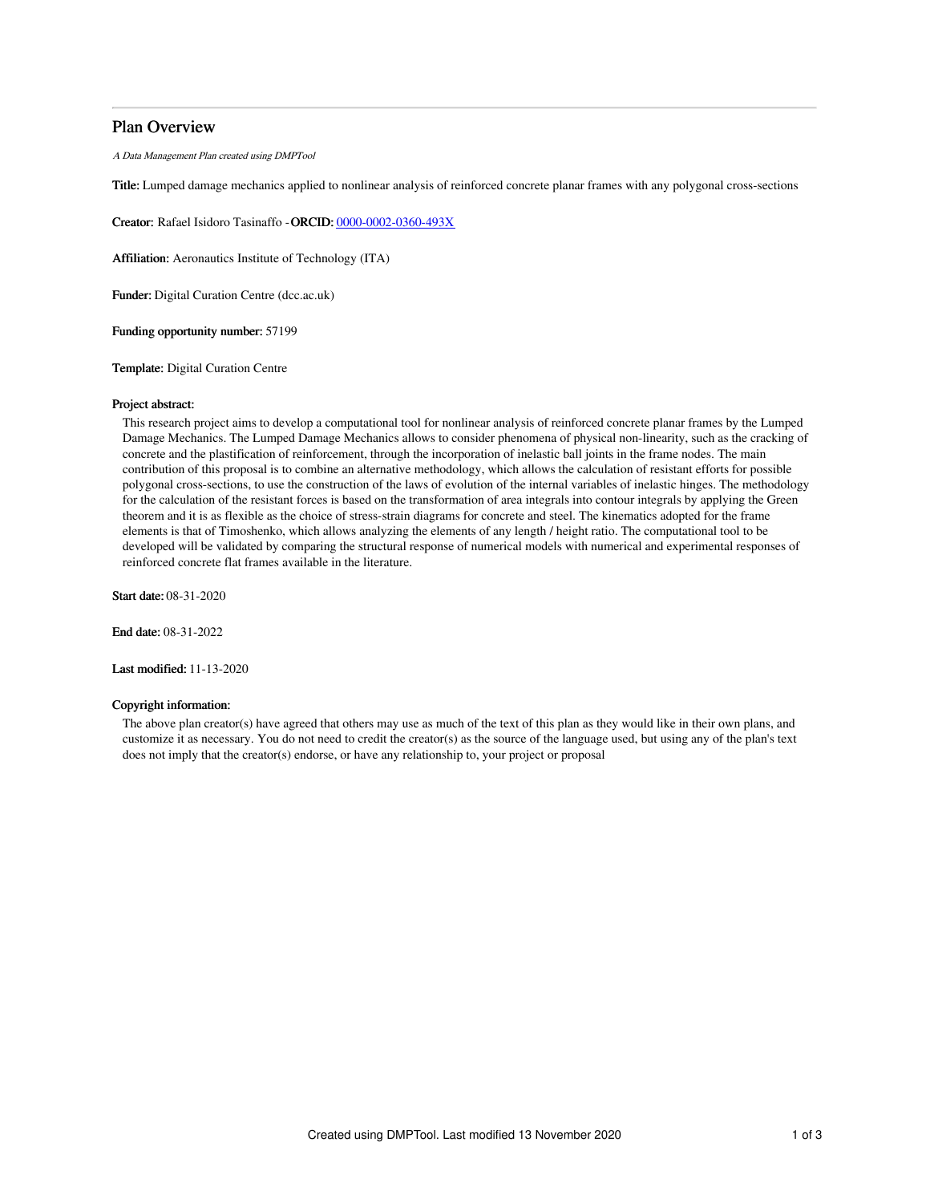## Plan Overview

*A Data Management Plan created using DMPTool*

**Title:** Lumped damage mechanics applied to nonlinear analysis of reinforced concrete planar frames with any polygonal cross-sections

**Creator:** Rafael Isidoro Tasinaffo - **ORCID:** [0000-0002-0360-493X](0000-0002-0360-493X)

**Affiliation:** Aeronautics Institute of Technology (ITA)

**Funder:** Digital Curation Centre (dcc.ac.uk)

**Funding opportunity number:** 57199

**Template:** Digital Curation Centre

**Project abstract:**

This research project aims to develop a computational tool for nonlinear analysis of reinforced concrete planar frames by the Lumped Damage Mechanics. The Lumped Damage Mechanics allows to consider phenomena of physical non-linearity, such as the cracking of concrete and the plastification of reinforcement, through the incorporation of inelastic ball joints in the frame nodes. The main contribution of this proposal is to combine an alternative methodology, which allows the calculation of resistant efforts for possible polygonal cross-sections, to use the construction of the laws of evolution of the internal variables of inelastic hinges. The methodology for the calculation of the resistant forces is based on the transformation of area integrals into contour integrals by applying the Green theorem and it is as flexible as the choice of stress-strain diagrams for concrete and steel. The kinematics adopted for the frame elements is that of Timoshenko, which allows analyzing the elements of any length / height ratio. The computational tool to be developed will be validated by comparing the structural response of numerical models with numerical and experimental responses of reinforced concrete flat frames available in the literature.

**Start date:** 08-31-2020

**End date:** 08-31-2022

**Last modified:** 11-13-2020

**Copyright information:**

The above plan creator(s) have agreed that others may use as much of the text of this plan as they would like in their own plans, and customize it as necessary. You do not need to credit the creator(s) as the source of the language used, but using any of the plan's text does not imply that the creator(s) endorse, or have any relationship to, your project or proposal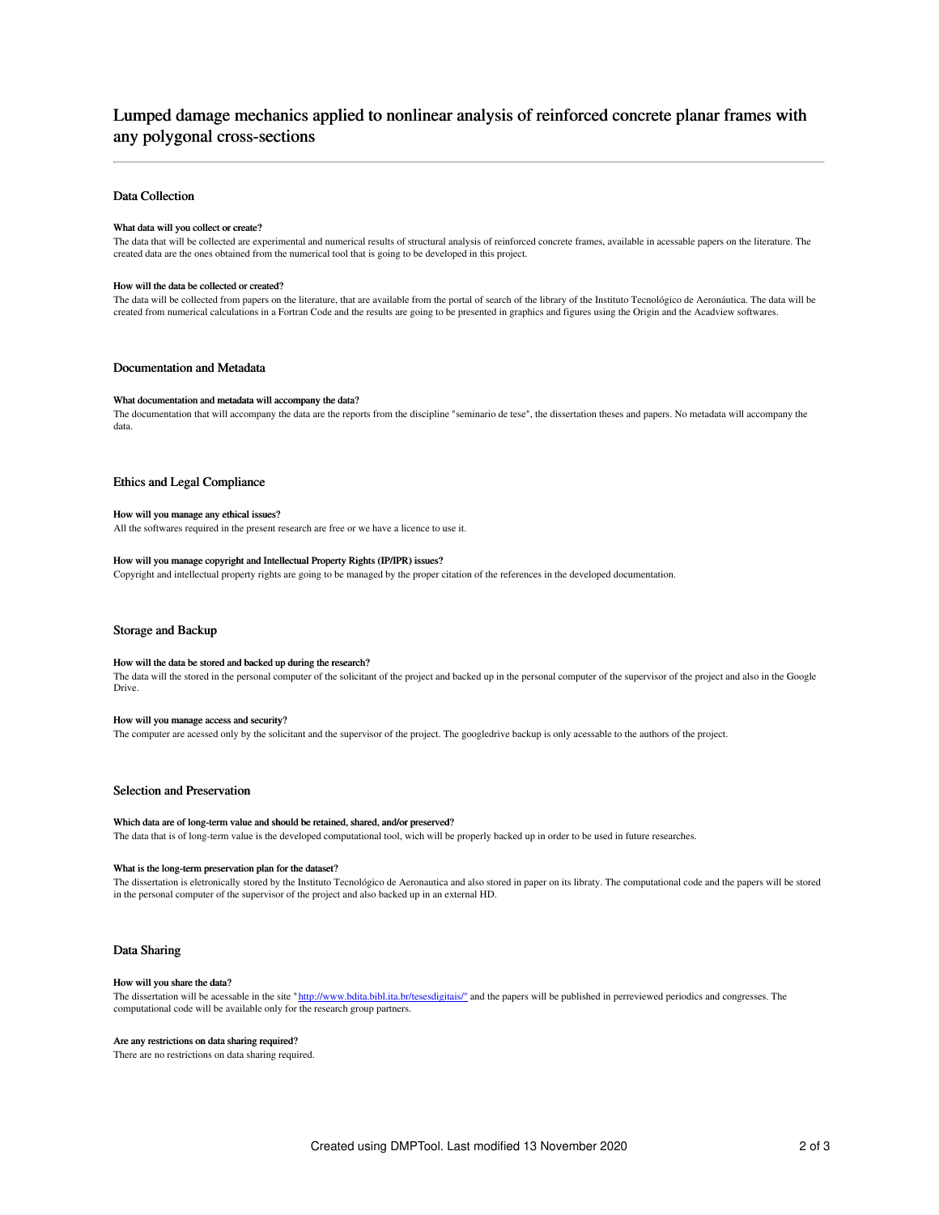# Lumped damage mechanics applied to nonlinear analysis of reinforced concrete planar frames with any polygonal cross-sections

## Data Collection

### What data will you collect or create?

The data that will be collected are experimental and numerical results of structural analysis of reinforced concrete frames, available in acessable papers on the literature. The created data are the ones obtained from the numerical tool that is going to be developed in this project.

### How will the data be collected or created?

The data will be collected from papers on the literature, that are available from the portal of search of the library of the Instituto Tecnológico de Aeronáutica. The data will be created from numerical calculations in a Fortran Code and the results are going to be presented in graphics and figures using the Origin and the Acadview softwares.

## Documentation and Metadata

### What documentation and metadata will accompany the data?

The documentation that will accompany the data are the reports from the discipline "seminario de tese", the dissertation theses and papers. No metadata will accompany the data.

## Ethics and Legal Compliance

### How will you manage any ethical issues?

All the softwares required in the present research are free or we have a licence to use it.

### How will you manage copyright and Intellectual Property Rights (IP/IPR) issues?

Copyright and intellectual property rights are going to be managed by the proper citation of the references in the developed documentation.

## Storage and Backup

### How will the data be stored and backed up during the research?

The data will the stored in the personal computer of the solicitant of the project and backed up in the personal computer of the supervisor of the project and also in the Google Drive.

### How will you manage access and security?

The computer are acessed only by the solicitant and the supervisor of the project. The googledrive backup is only acessable to the authors of the project.

## Selection and Preservation

### Which data are of long-term value and should be retained, shared, and/or preserved?

The data that is of long-term value is the developed computational tool, wich will be properly backed up in order to be used in future researches.

### What is the long-term preservation plan for the dataset?

The dissertation is eletronically stored by the Instituto Tecnológico de Aeronautica and also stored in paper on its libraty. The computational code and the papers will be stored in the personal computer of the supervisor of the project and also backed up in an external HD.

## Data Sharing

### How will you share the data?

The dissertation will be acessable in the site "[http://www.bdita.bibl.ita.br/tesesdigitais/"](http://www.bdita.bibl.ita.br/tesesdigitais/) and the papers will be published in perreviewed periodics and congresses. The computational code will be available only for the research group partners.

### Are any restrictions on data sharing required?

There are no restrictions on data sharing required.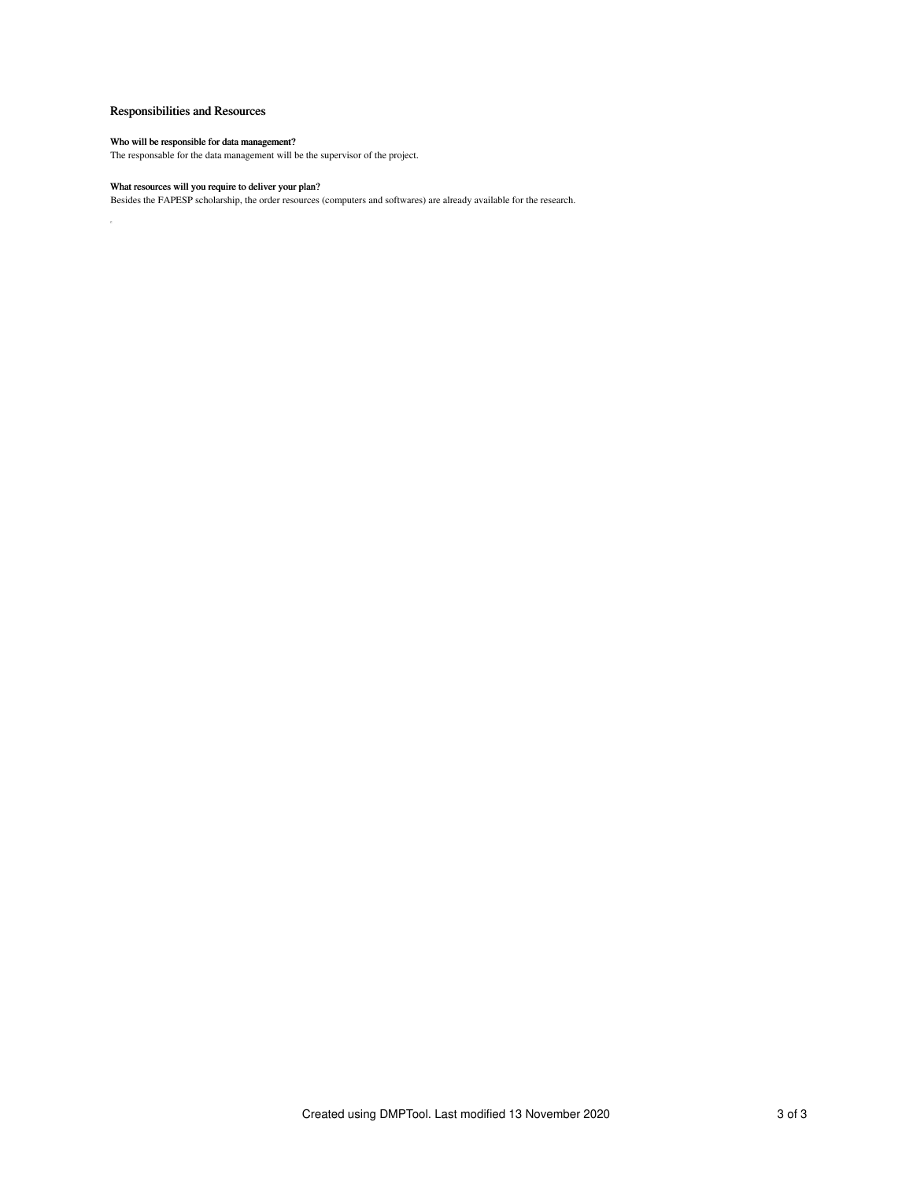## Responsibilities and Resources

**Who will be responsible for data management?**

The responsable for the data management will be the supervisor of the project.

**What resources will you require to deliver your plan?**

Besides the FAPESP scholarship, the order resources (computers and softwares) are already available for the research.